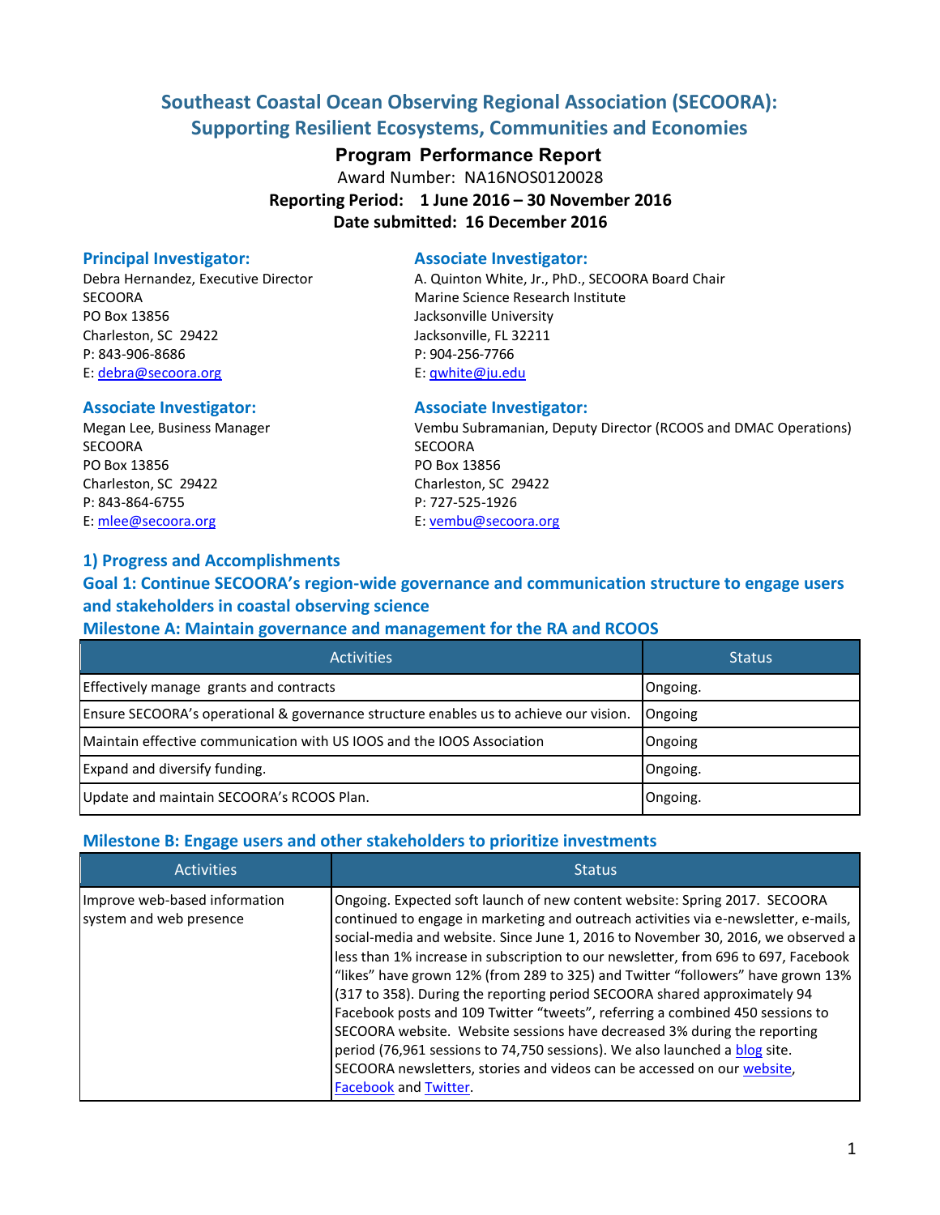# Southeast Coastal Ocean Observing Regional Association (SECOORA): Supporting Resilient Ecosystems, Communities and Economies

**Program Performance Report**

Award Number: NA16NOS0120028

**Reporting Period: 1 June 2016 – 30 November 2016**

**Date submitted: 16 December 2016**

### Principal Investigator:
Debra Hernandez, Executive Director
SECOORA
PO Box 13856
Charleston, SC 29422
P: 843-906-8686
E: debra@secoora.org

### Associate Investigator:
A. Quinton White, Jr., PhD., SECOORA Board Chair
Marine Science Research Institute
Jacksonville University
Jacksonville, FL 32211
P: 904-256-7766
E: qwhite@ju.edu

### Associate Investigator:
Megan Lee, Business Manager
SECOORA
PO Box 13856
Charleston, SC 29422
P: 843-864-6755
E: mlee@secoora.org

### Associate Investigator:
Vembu Subramanian, Deputy Director (RCOOS and DMAC Operations)
SECOORA
PO Box 13856
Charleston, SC 29422
P: 727-525-1926
E: vembu@secoora.org

## 1) Progress and Accomplishments

## Goal 1: Continue SECOORA's region-wide governance and communication structure to engage users and stakeholders in coastal observing science

### Milestone A: Maintain governance and management for the RA and RCOOS

| Activities | Status |
|---|---|
| Effectively manage grants and contracts | Ongoing. |
| Ensure SECOORA's operational & governance structure enables us to achieve our vision. | Ongoing |
| Maintain effective communication with US IOOS and the IOOS Association | Ongoing |
| Expand and diversify funding. | Ongoing. |
| Update and maintain SECOORA's RCOOS Plan. | Ongoing. |

### Milestone B: Engage users and other stakeholders to prioritize investments

| Activities | Status |
|---|---|
| Improve web-based information system and web presence | Ongoing. Expected soft launch of new content website: Spring 2017. SECOORA continued to engage in marketing and outreach activities via e-newsletter, e-mails, social-media and website. Since June 1, 2016 to November 30, 2016, we observed a less than 1% increase in subscription to our newsletter, from 696 to 697, Facebook "likes" have grown 12% (from 289 to 325) and Twitter "followers" have grown 13% (317 to 358). During the reporting period SECOORA shared approximately 94 Facebook posts and 109 Twitter "tweets", referring a combined 450 sessions to SECOORA website. Website sessions have decreased 3% during the reporting period (76,961 sessions to 74,750 sessions). We also launched a blog site. SECOORA newsletters, stories and videos can be accessed on our website, Facebook and Twitter. |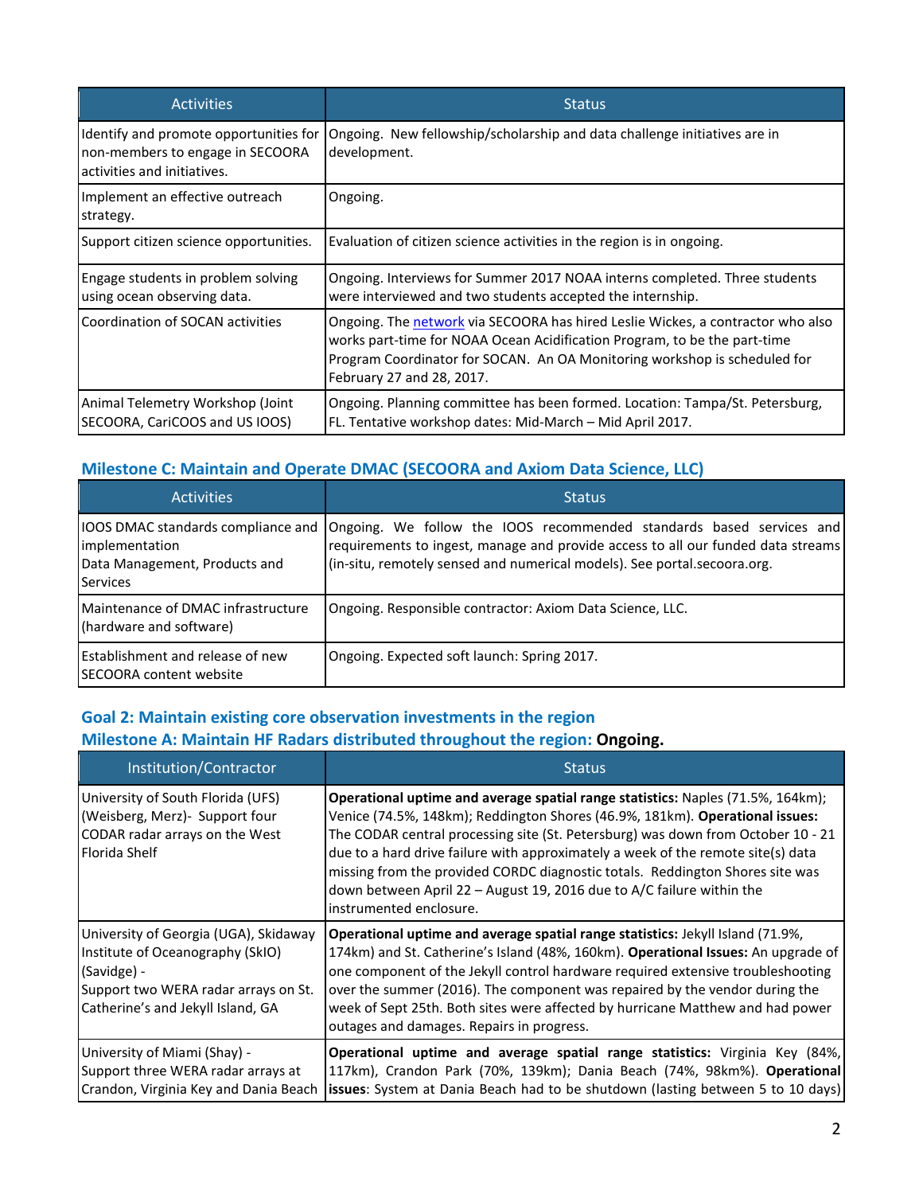| Activities | Status |
|---|---|
| Identify and promote opportunities for non-members to engage in SECOORA activities and initiatives. | Ongoing. New fellowship/scholarship and data challenge initiatives are in development. |
| Implement an effective outreach strategy. | Ongoing. |
| Support citizen science opportunities. | Evaluation of citizen science activities in the region is in ongoing. |
| Engage students in problem solving using ocean observing data. | Ongoing. Interviews for Summer 2017 NOAA interns completed. Three students were interviewed and two students accepted the internship. |
| Coordination of SOCAN activities | Ongoing. The network via SECOORA has hired Leslie Wickes, a contractor who also works part-time for NOAA Ocean Acidification Program, to be the part-time Program Coordinator for SOCAN. An OA Monitoring workshop is scheduled for February 27 and 28, 2017. |
| Animal Telemetry Workshop (Joint SECOORA, CariCOOS and US IOOS) | Ongoing. Planning committee has been formed. Location: Tampa/St. Petersburg, FL. Tentative workshop dates: Mid-March – Mid April 2017. |

### Milestone C: Maintain and Operate DMAC (SECOORA and Axiom Data Science, LLC)

| Activities | Status |
|---|---|
| IOOS DMAC standards compliance and implementation<br>Data Management, Products and Services | Ongoing. We follow the IOOS recommended standards based services and requirements to ingest, manage and provide access to all our funded data streams (in-situ, remotely sensed and numerical models). See portal.secoora.org. |
| Maintenance of DMAC infrastructure (hardware and software) | Ongoing. Responsible contractor: Axiom Data Science, LLC. |
| Establishment and release of new SECOORA content website | Ongoing. Expected soft launch: Spring 2017. |

## Goal 2: Maintain existing core observation investments in the region

### Milestone A: Maintain HF Radars distributed throughout the region: **Ongoing.**

| Institution/Contractor | Status |
|---|---|
| University of South Florida (UFS) (Weisberg, Merz)- Support four CODAR radar arrays on the West Florida Shelf | **Operational uptime and average spatial range statistics:** Naples (71.5%, 164km); Venice (74.5%, 148km); Reddington Shores (46.9%, 181km). **Operational issues:** The CODAR central processing site (St. Petersburg) was down from October 10 - 21 due to a hard drive failure with approximately a week of the remote site(s) data missing from the provided CORDC diagnostic totals. Reddington Shores site was down between April 22 – August 19, 2016 due to A/C failure within the instrumented enclosure. |
| University of Georgia (UGA), Skidaway Institute of Oceanography (SkIO) (Savidge) -<br>Support two WERA radar arrays on St. Catherine's and Jekyll Island, GA | **Operational uptime and average spatial range statistics:** Jekyll Island (71.9%, 174km) and St. Catherine's Island (48%, 160km). **Operational Issues:** An upgrade of one component of the Jekyll control hardware required extensive troubleshooting over the summer (2016). The component was repaired by the vendor during the week of Sept 25th. Both sites were affected by hurricane Matthew and had power outages and damages. Repairs in progress. |
| University of Miami (Shay) -<br>Support three WERA radar arrays at Crandon, Virginia Key and Dania Beach | **Operational uptime and average spatial range statistics:** Virginia Key (84%, 117km), Crandon Park (70%, 139km); Dania Beach (74%, 98km%). **Operational issues**: System at Dania Beach had to be shutdown (lasting between 5 to 10 days) |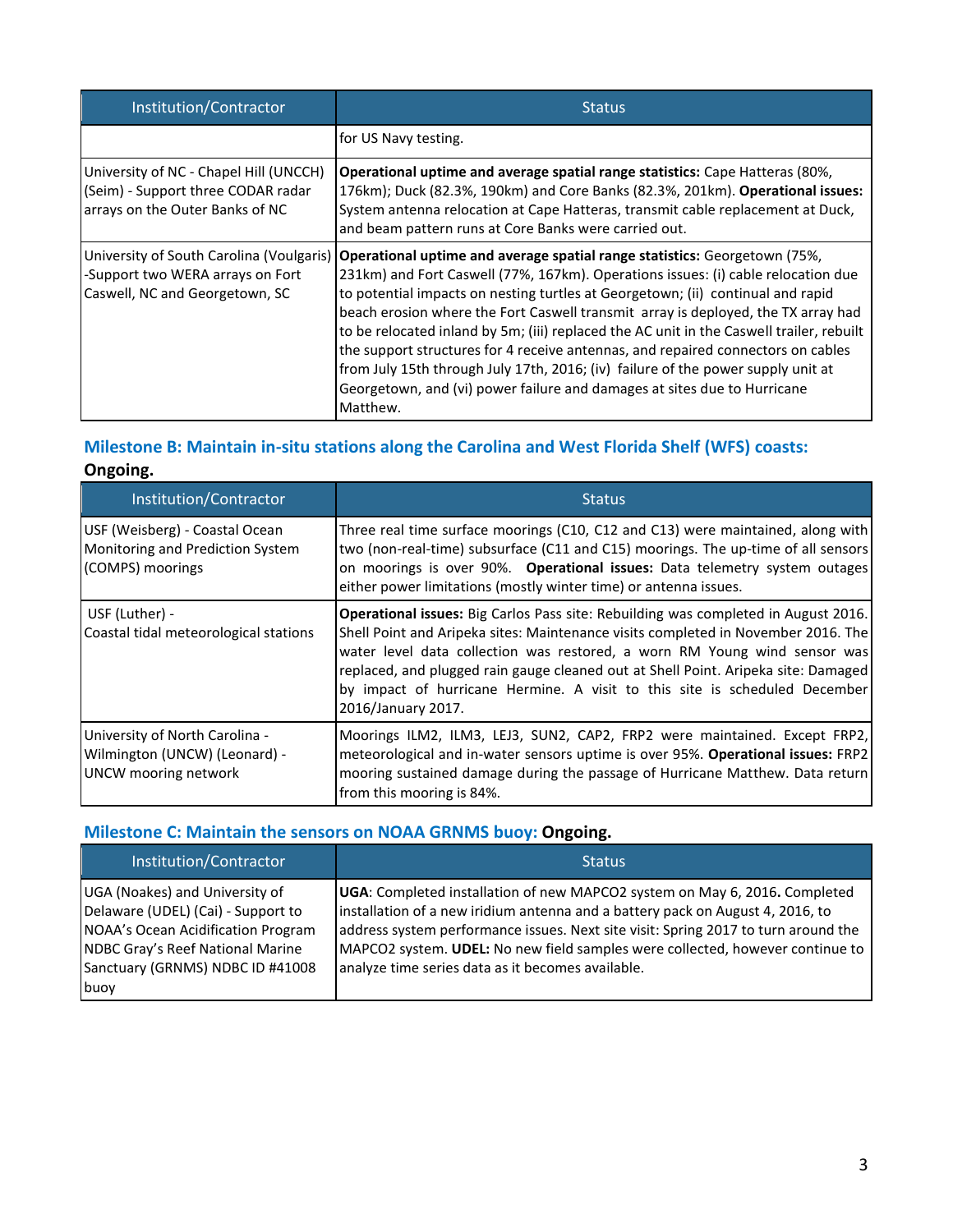| Institution/Contractor | Status |
|---|---|
| | for US Navy testing. |
| University of NC - Chapel Hill (UNCCH) (Seim) - Support three CODAR radar arrays on the Outer Banks of NC | **Operational uptime and average spatial range statistics:** Cape Hatteras (80%, 176km); Duck (82.3%, 190km) and Core Banks (82.3%, 201km). **Operational issues:** System antenna relocation at Cape Hatteras, transmit cable replacement at Duck, and beam pattern runs at Core Banks were carried out. |
| University of South Carolina (Voulgaris) -Support two WERA arrays on Fort Caswell, NC and Georgetown, SC | **Operational uptime and average spatial range statistics:** Georgetown (75%, 231km) and Fort Caswell (77%, 167km). Operations issues: (i) cable relocation due to potential impacts on nesting turtles at Georgetown; (ii) continual and rapid beach erosion where the Fort Caswell transmit array is deployed, the TX array had to be relocated inland by 5m; (iii) replaced the AC unit in the Caswell trailer, rebuilt the support structures for 4 receive antennas, and repaired connectors on cables from July 15th through July 17th, 2016; (iv) failure of the power supply unit at Georgetown, and (vi) power failure and damages at sites due to Hurricane Matthew. |

### Milestone B: Maintain in-situ stations along the Carolina and West Florida Shelf (WFS) coasts: **Ongoing.**

| Institution/Contractor | Status |
|---|---|
| USF (Weisberg) - Coastal Ocean Monitoring and Prediction System (COMPS) moorings | Three real time surface moorings (C10, C12 and C13) were maintained, along with two (non-real-time) subsurface (C11 and C15) moorings. The up-time of all sensors on moorings is over 90%. **Operational issues:** Data telemetry system outages either power limitations (mostly winter time) or antenna issues. |
| USF (Luther) - Coastal tidal meteorological stations | **Operational issues:** Big Carlos Pass site: Rebuilding was completed in August 2016. Shell Point and Aripeka sites: Maintenance visits completed in November 2016. The water level data collection was restored, a worn RM Young wind sensor was replaced, and plugged rain gauge cleaned out at Shell Point. Aripeka site: Damaged by impact of hurricane Hermine. A visit to this site is scheduled December 2016/January 2017. |
| University of North Carolina - Wilmington (UNCW) (Leonard) - UNCW mooring network | Moorings ILM2, ILM3, LEJ3, SUN2, CAP2, FRP2 were maintained. Except FRP2, meteorological and in-water sensors uptime is over 95%. **Operational issues:** FRP2 mooring sustained damage during the passage of Hurricane Matthew. Data return from this mooring is 84%. |

### Milestone C: Maintain the sensors on NOAA GRNMS buoy: **Ongoing.**

| Institution/Contractor | Status |
|---|---|
| UGA (Noakes) and University of Delaware (UDEL) (Cai) - Support to NOAA's Ocean Acidification Program NDBC Gray's Reef National Marine Sanctuary (GRNMS) NDBC ID #41008 buoy | **UGA**: Completed installation of new MAPCO2 system on May 6, 2016**.** Completed installation of a new iridium antenna and a battery pack on August 4, 2016, to address system performance issues. Next site visit: Spring 2017 to turn around the MAPCO2 system. **UDEL:** No new field samples were collected, however continue to analyze time series data as it becomes available. |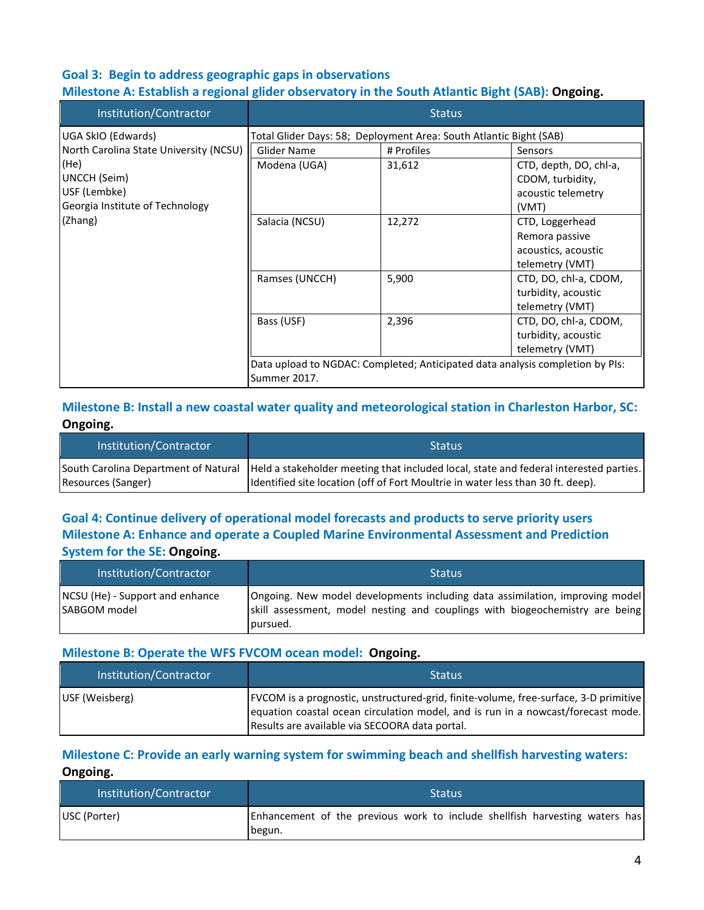### Goal 3: Begin to address geographic gaps in observations

#### Milestone A: Establish a regional glider observatory in the South Atlantic Bight (SAB): **Ongoing.**

| Institution/Contractor | Status | | |
|---|---|---|---|
| UGA SkIO (Edwards)<br>North Carolina State University (NCSU) (He)<br>UNCCH (Seim)<br>USF (Lembke)<br>Georgia Institute of Technology (Zhang) | Total Glider Days: 58; Deployment Area: South Atlantic Bight (SAB) | | |
| | Glider Name | # Profiles | Sensors |
| | Modena (UGA) | 31,612 | CTD, depth, DO, chl-a, CDOM, turbidity, acoustic telemetry (VMT) |
| | Salacia (NCSU) | 12,272 | CTD, Loggerhead Remora passive acoustics, acoustic telemetry (VMT) |
| | Ramses (UNCCH) | 5,900 | CTD, DO, chl-a, CDOM, turbidity, acoustic telemetry (VMT) |
| | Bass (USF) | 2,396 | CTD, DO, chl-a, CDOM, turbidity, acoustic telemetry (VMT) |
| | Data upload to NGDAC: Completed; Anticipated data analysis completion by PIs: Summer 2017. | | |

#### Milestone B: Install a new coastal water quality and meteorological station in Charleston Harbor, SC: **Ongoing.**

| Institution/Contractor | Status |
|---|---|
| South Carolina Department of Natural Resources (Sanger) | Held a stakeholder meeting that included local, state and federal interested parties. Identified site location (off of Fort Moultrie in water less than 30 ft. deep). |

### Goal 4: Continue delivery of operational model forecasts and products to serve priority users

#### Milestone A: Enhance and operate a Coupled Marine Environmental Assessment and Prediction System for the SE: **Ongoing.**

| Institution/Contractor | Status |
|---|---|
| NCSU (He) - Support and enhance SABGOM model | Ongoing. New model developments including data assimilation, improving model skill assessment, model nesting and couplings with biogeochemistry are being pursued. |

#### Milestone B: Operate the WFS FVCOM ocean model: **Ongoing.**

| Institution/Contractor | Status |
|---|---|
| USF (Weisberg) | FVCOM is a prognostic, unstructured-grid, finite-volume, free-surface, 3-D primitive equation coastal ocean circulation model, and is run in a nowcast/forecast mode. Results are available via SECOORA data portal. |

#### Milestone C: Provide an early warning system for swimming beach and shellfish harvesting waters: **Ongoing.**

| Institution/Contractor | Status |
|---|---|
| USC (Porter) | Enhancement of the previous work to include shellfish harvesting waters has begun. |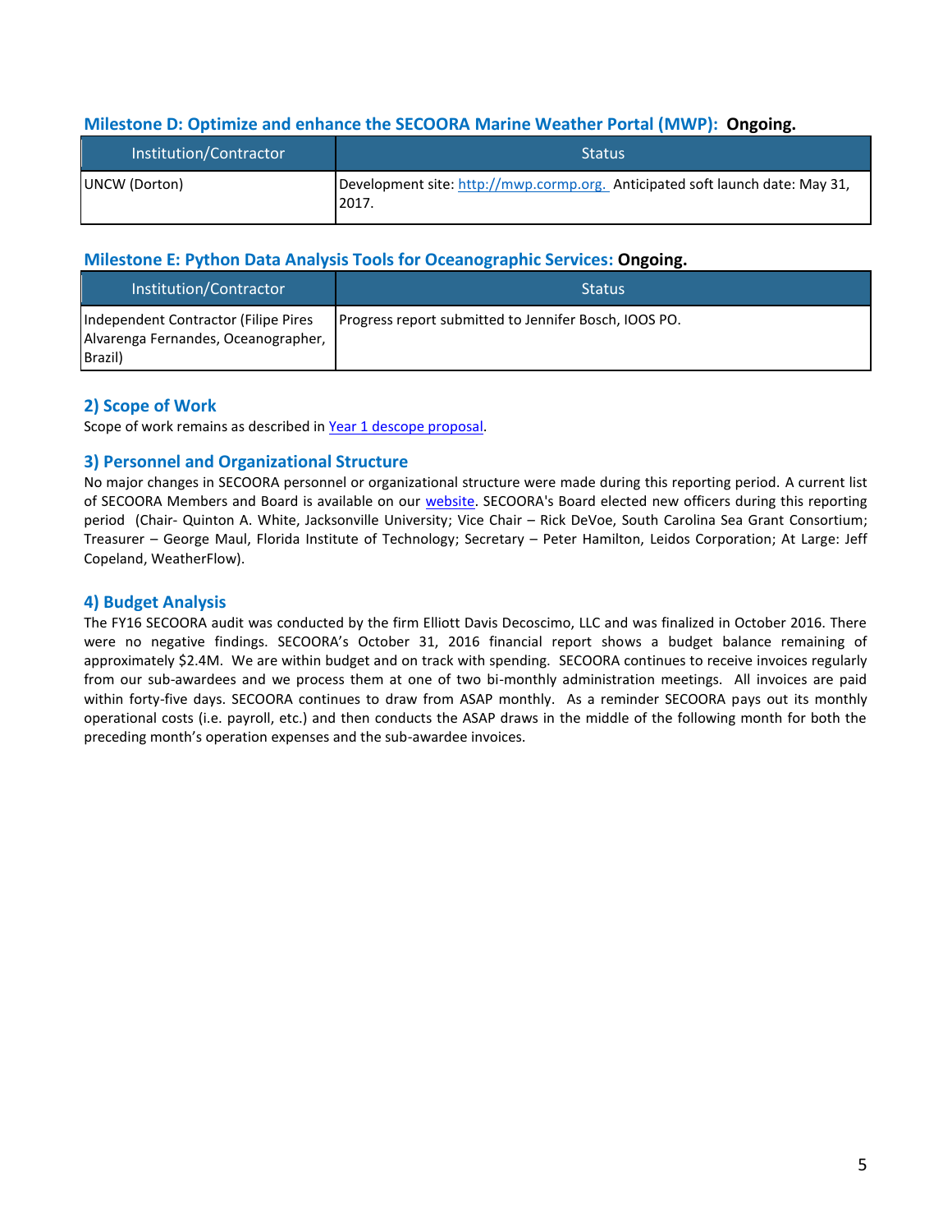### Milestone D: Optimize and enhance the SECOORA Marine Weather Portal (MWP): **Ongoing.**

| Institution/Contractor | Status |
| --- | --- |
| UNCW (Dorton) | Development site: [http://mwp.cormp.org.](http://mwp.cormp.org.) Anticipated soft launch date: May 31, 2017. |

### Milestone E: Python Data Analysis Tools for Oceanographic Services: **Ongoing.**

| Institution/Contractor | Status |
| --- | --- |
| Independent Contractor (Filipe Pires Alvarenga Fernandes, Oceanographer, Brazil) | Progress report submitted to Jennifer Bosch, IOOS PO. |

## 2) Scope of Work

Scope of work remains as described in Year 1 descope proposal.

## 3) Personnel and Organizational Structure

No major changes in SECOORA personnel or organizational structure were made during this reporting period. A current list of SECOORA Members and Board is available on our website. SECOORA's Board elected new officers during this reporting period (Chair- Quinton A. White, Jacksonville University; Vice Chair – Rick DeVoe, South Carolina Sea Grant Consortium; Treasurer – George Maul, Florida Institute of Technology; Secretary – Peter Hamilton, Leidos Corporation; At Large: Jeff Copeland, WeatherFlow).

## 4) Budget Analysis

The FY16 SECOORA audit was conducted by the firm Elliott Davis Decoscimo, LLC and was finalized in October 2016. There were no negative findings. SECOORA's October 31, 2016 financial report shows a budget balance remaining of approximately $2.4M. We are within budget and on track with spending. SECOORA continues to receive invoices regularly from our sub-awardees and we process them at one of two bi-monthly administration meetings. All invoices are paid within forty-five days. SECOORA continues to draw from ASAP monthly. As a reminder SECOORA pays out its monthly operational costs (i.e. payroll, etc.) and then conducts the ASAP draws in the middle of the following month for both the preceding month's operation expenses and the sub-awardee invoices.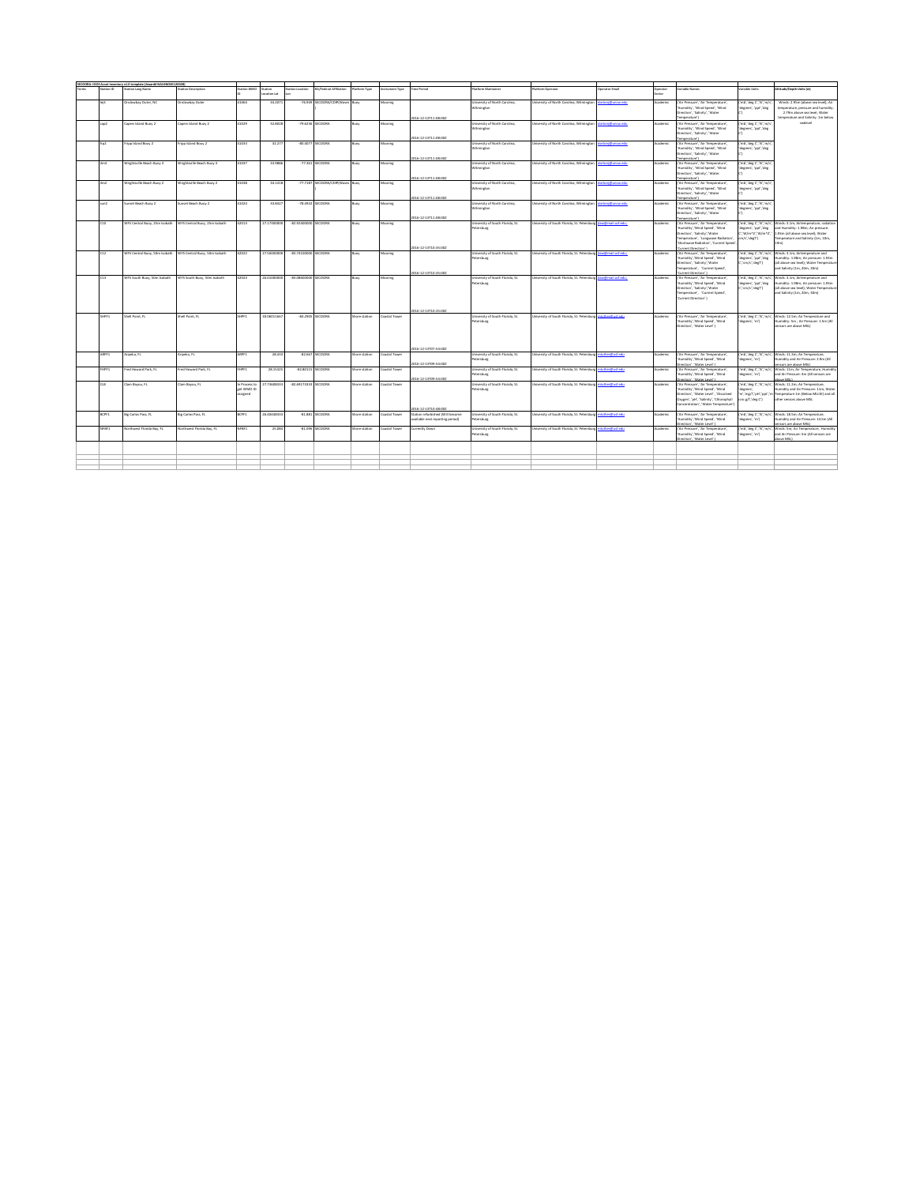SECOORA-10-DI Asset Inventory v1.0 template (Award# NA16NOS0120028)

| Terms | Station ID | Station Long Name | Station Description | Station WMO ID | Station Location Lat | Station Location Lon | RA/Federal Affiliation | Platform Type | Instrument Type | Time Period | Platform Maintainer | Platform Operator | Operator Email | Operator Sector | Variable Names | Variable Units | Altitude/Depth Units (m) |
|---|---|---|---|---|---|---|---|---|---|---|---|---|---|---|---|---|---|
| | bjt | Onslowbay Outer, NC | Onslowbay Outer | 41064 | 34.2071 | -76.949 | SECOORA/CORP/Waves | Buoy | Mooring | 2016-12-13T11:06:00Z | University of North Carolina, Wilmington | University of North Carolina, Wilmington | dorton@uncw.edu | Academic | ('Air Pressure', 'Air Temperature', 'Humidity', 'Wind Speed', 'Wind Direction', 'Salinity', 'Water Temperature') | ('mb', 'deg C', '%', 'm/s', 'degrees', 'psu', 'deg C') | Winds: 2.95m (above sea level); Air temperature, pressure and humidity; 2.79m above sea level; Water temperature and Salinity: 1m below sealevel |
| | cap2 | Capers Island Buoy 2 | Capers Island Buoy 2 | 41029 | 32.8018 | -79.6236 | SECOORA | Buoy | Mooring | 2016-12-13T11:06:00Z | University of North Carolina, Wilmington | University of North Carolina, Wilmington | dorton@uncw.edu | Academic | ('Air Pressure', 'Air Temperature', 'Humidity', 'Wind Speed', 'Wind Direction', 'Salinity', 'Water Temperature') | ('mb', 'deg C', '%', 'm/s', 'degrees', 'psu', 'deg C') | |
| | frp2 | Fripp Island Buoy 2 | Fripp Island Buoy 2 | 41033 | 32.277 | -80.4077 | SECOORA | Buoy | Mooring | 2016-12-13T11:06:00Z | University of North Carolina, Wilmington | University of North Carolina, Wilmington | dorton@uncw.edu | Academic | ('Air Pressure', 'Air Temperature', 'Humidity', 'Wind Speed', 'Wind Direction', 'Salinity', 'Water Temperature') | ('mb', 'deg C', '%', 'm/s', 'degrees', 'psu', 'deg C') | |
| | ilm3 | Wrightsville Beach Buoy 3 | Wrightsville Beach Buoy 3 | 41037 | 33.9886 | -77.361 | SECOORA | Buoy | Mooring | 2016-12-13T11:06:00Z | University of North Carolina, Wilmington | University of North Carolina, Wilmington | dorton@uncw.edu | Academic | ('Air Pressure', 'Air Temperature', 'Humidity', 'Wind Speed', 'Wind Direction', 'Salinity', 'Water Temperature') | ('mb', 'deg C', '%', 'm/s', 'degrees', 'psu', 'deg C') | |
| | ilm2 | Wrightsville Beach Buoy 2 | Wrightsville Beach Buoy 2 | 41038 | 34.1418 | -77.7187 | SECOORA/CORP/Waves | Buoy | Mooring | 2016-12-13T11:06:00Z | University of North Carolina, Wilmington | University of North Carolina, Wilmington | dorton@uncw.edu | Academic | ('Air Pressure', 'Air Temperature', 'Humidity', 'Wind Speed', 'Wind Direction', 'Salinity', 'Water Temperature') | ('mb', 'deg C', '%', 'm/s', 'degrees', 'psu', 'deg C') | |
| | sun2 | Sunset Beach Buoy 2 | Sunset Beach Buoy 2 | 41024 | 33.8427 | -78.4943 | SECOORA | Buoy | Mooring | 2016-12-13T11:06:00Z | University of North Carolina, Wilmington | University of North Carolina, Wilmington | dorton@uncw.edu | Academic | ('Air Pressure', 'Air Temperature', 'Humidity', 'Wind Speed', 'Wind Direction', 'Salinity', 'Water Temperature') | ('mb', 'deg C', '%', 'm/s', 'degrees', 'psu', 'deg C') | |
| | C10 | WFS Central Buoy, 25m Isobath | WFS Central Buoy, 25m Isobath | 42013 | 27.17300000 | -82.92400000 | SECOORA | Buoy | Mooring | 2016-12-13T10:35:00Z | University of South Florida, St. Petersburg | University of South Florida, St. Petersburg | jlaw@mail.usf.edu | Academic | ('Air Pressure', 'Air Temperature', 'Humidity', 'Wind Speed', 'Wind Direction', 'Salinity', 'Water Temperature', 'Longwave Radiation', 'Shortwave Radiation', 'Current Speed', 'Current Direction') | ('mb', 'deg C', '%', 'm/s', 'degrees', 'psu', 'deg C', 'W/m^2', 'W/m^2', 'cm/s', 'degT') | Winds: 3.1m; Air temperature, radiation and Humidity: 1.98m; Air pressure: 1.85m (all above sea level); Water Temperature and Salinity (1m, 10m, 18m) |
| | C12 | WFS Central Buoy, 50m Isobath | WFS Central Buoy, 50m Isobath | 42022 | 27.50400000 | -83.74100000 | SECOORA | Buoy | Mooring | 2016-12-13T10:35:00Z | University of South Florida, St. Petersburg | University of South Florida, St. Petersburg | jlaw@mail.usf.edu | Academic | ('Air Pressure', 'Air Temperature', 'Humidity', 'Wind Speed', 'Wind Direction', 'Salinity', 'Water Temperature', 'Current Speed', 'Current Direction') | ('mb', 'deg C', '%', 'm/s', 'degrees', 'psu', 'deg C', 'cm/s', 'degT') | Winds: 3.1m; Air temperature and Humidity: 1.98m; Air pressure: 1.85m (all above sea level); Water Temperature and Salinity (1m, 20m, 50m) |
| | C13 | WFS South Buoy, 50m Isobath | WFS South Buoy, 50m Isobath | 42023 | 26.01000000 | -83.08600000 | SECOORA | Buoy | Mooring | 2016-12-13T10:35:00Z | University of South Florida, St. Petersburg | University of South Florida, St. Petersburg | jlaw@mail.usf.edu | Academic | ('Air Pressure', 'Air Temperature', 'Humidity', 'Wind Speed', 'Wind Direction', 'Salinity', 'Water Temperature', 'Current Speed', 'Current Direction') | ('mb', 'deg C', '%', 'm/s', 'degrees', 'psu', 'deg C', 'cm/s', 'degT') | Winds: 3.1m; Air temperature and Humidity: 1.98m; Air pressure: 1.85m (all above sea level); Water Temperature and Salinity (1m, 20m, 50m) |
| | SHPF1 | Shell Point, FL | Shell Point, FL | SHPF1 | 30.06011667 | -84.2905 | SECOORA | Shore station | Coastal Tower | 2016-12-13T07:54:00Z | University of South Florida, St. Petersburg | University of South Florida, St. Petersburg | mluther@usf.edu | Academic | ('Air Pressure', 'Air Temperature', 'Humidity', 'Wind Speed', 'Wind Direction', 'Water Level') | ('mb', 'deg C', '%', 'm/s', 'degrees', 'm') | Winds: 12.5m; Air Temperature and Humidity: 5m; Air Pressure: 1.5m (All sensors are above MSL) |
| | ARPF1 | Aripeka, FL | Aripeka, FL | ARPF1 | 28.433 | -82.667 | SECOORA | Shore station | Coastal Tower | 2016-12-13T09:54:00Z | University of South Florida, St. Petersburg | University of South Florida, St. Petersburg | mluther@usf.edu | Academic | ('Air Pressure', 'Air Temperature', 'Humidity', 'Wind Speed', 'Wind Direction', 'Water Level') | ('mb', 'deg C', '%', 'm/s', 'degrees', 'm') | Winds: 11.5m; Air Temperature, Humidity and Air Pressure: 2.9m (All sensors are above MSL) |
| | FHPF1 | Fred Howard Park, FL | Fred Howard Park, FL | FHPF1 | 28.15325 | -82.80115 | SECOORA | Shore station | Coastal Tower | 2016-12-13T09:54:00Z | University of South Florida, St. Petersburg | University of South Florida, St. Petersburg | mluther@usf.edu | Academic | ('Air Pressure', 'Air Temperature', 'Humidity', 'Wind Speed', 'Wind Direction', 'Water Level') | ('mb', 'deg C', '%', 'm/s', 'degrees', 'm') | Winds: 11m; Air Temperature, Humidity and Air Pressure: 4m (All sensors are above MSL) |
| | CLB | Clam Bayou, FL | Clam Bayou, FL | In Process to get WMO ID assigned | 27.73686833 | -82.69173833 | SECOORA | Shore station | Coastal Tower | 2016-12-13T10:48:00Z | University of South Florida, St. Petersburg | University of South Florida, St. Petersburg | mluther@usf.edu | Academic | ('Air Pressure', 'Air Temperature', 'Humidity', 'Wind Speed', 'Wind Direction', 'Water Level', 'Dissolved Oxygen', 'pH', 'Salinity', 'Chlorophyll Concentration', 'Water Temperature') | ('mb', 'deg C', '%', 'm/s', 'degrees', 'm', 'mg/l', 'pH', 'ppt', 'm-cm g/l', 'deg C') | Winds: 11.2m; Air Temperature, Humidity and Air Pressure: 11m; Water Temperature 1m (Below MLLW) and all other sensors above MSL |
| | BCPF1 | Big Carlos Pass, FL | Big Carlos Pass, FL | BCPF1 | 26.40404333 | -81.881 | SECOORA | Shore station | Coastal Tower | Station refurbished (Will become available once reporting period) | University of South Florida, St. Petersburg | University of South Florida, St. Petersburg | mluther@usf.edu | Academic | ('Air Pressure', 'Air Temperature', 'Humidity', 'Wind Speed', 'Wind Direction', 'Water Level') | ('mb', 'deg C', '%', 'm/s', 'degrees', 'm') | Winds: 18.5m; Air Temperature, Humidity and Air Pressure: 14.5m (All sensors are above MSL) |
| | NFBF1 | Northwest Florida Bay, FL | Northwest Florida Bay, FL | NFBF1 | 25.084 | -81.096 | SECOORA | Shore station | Coastal Tower | Currently Down | University of South Florida, St. Petersburg | University of South Florida, St. Petersburg | mluther@usf.edu | Academic | ('Air Pressure', 'Air Temperature', 'Humidity', 'Wind Speed', 'Wind Direction', 'Water Level') | ('mb', 'deg C', '%', 'm/s', 'degrees', 'm') | Winds: 9m; Air Temperature, Humidity and Air Pressure: 5m (All sensors are above MSL) |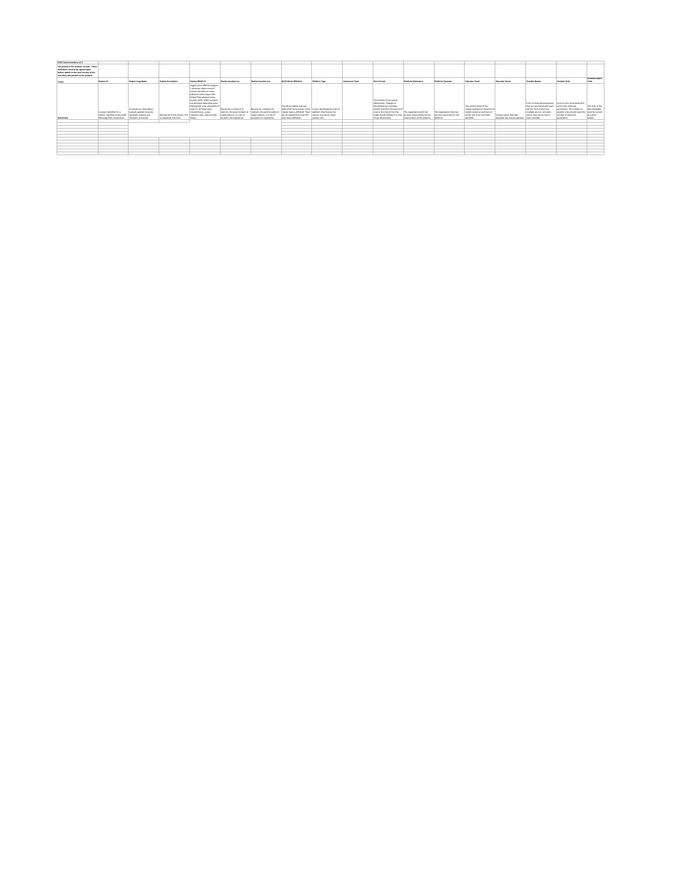| IOOS Asset Inventory v1.0 | | | | | | | | | | | | | | | | | |
|---|---|---|---|---|---|---|---|---|---|---|---|---|---|---|---|---|---|
| not posted in the website version. These definitions need to be agreed upon before added to the next version of the inventory and posted to the website. | | | | | | | | | | | | | | | | | |
| Terms | Station ID | Station Long Name | Station Description | Station WMO ID | Station Location Lat | Station Location Lon | RA/Federal Affiliation | Platform Type | Instrument Type | Time Period | Platform Maintainer | Platform Operator | Operator Email | Operator Sector | Variable Names | Variable Units | Altitude/Depth Units |
| Definitions | A unique identifier for a station, specified using a URN following IOOS conventions. | Long name or description, typically applied to assets, especially stations and networks of stations | Description of the station. This is realistically free form | Organization (WMO) assigns a 7-character alpha-numeric station identifier to ocean platforms reporting in the Global Telecommunication System (GTS). WMO numbers are allocated depending upon deployment area, and platform type (i.e. drifting buoys, moored buoys, ocean reference sites, and profiling floats). | Bounds for a network of stations, the point location of single stations, or a list of locations for trajectories | Bounds for a network of stations, the point location of single stations, or a list of locations for trajectories | The RA (or federal partner) with which the provider of the station data is affiliated. There are no implications from this very loose affiliation. | A term describing the type of platform that houses the sensors (e.g. buoy, shore station, etc) | | Time period of the station deployment. Changes to time/deployment metadata should reset the time period of record. The end of the time range should indicate the time of last observation | The organization with the primary responsibility for the maintenance of the platform | The organization that has primary ownership for the platform | The contact email of the station operator(s). May be the station owner as well, but at owner role is not currently specified. | Sectoral owner that best describes the station operator | A list of observed parameters that are associated with each station. Each station has multiple sensors, and each sensor may record one or more variables | A list of units associated with each of the observed parameters. The number of variable units should equal the number of observed parameters. | The units of the altitude/depth used for sensors at a given station |
| | | | | | | | | | | | | | | | | | |
| | | | | | | | | | | | | | | | | | |
| | | | | | | | | | | | | | | | | | |
| | | | | | | | | | | | | | | | | | |
| | | | | | | | | | | | | | | | | | |
| | | | | | | | | | | | | | | | | | |
| | | | | | | | | | | | | | | | | | |
| | | | | | | | | | | | | | | | | | |
| | | | | | | | | | | | | | | | | | |
| | | | | | | | | | | | | | | | | | |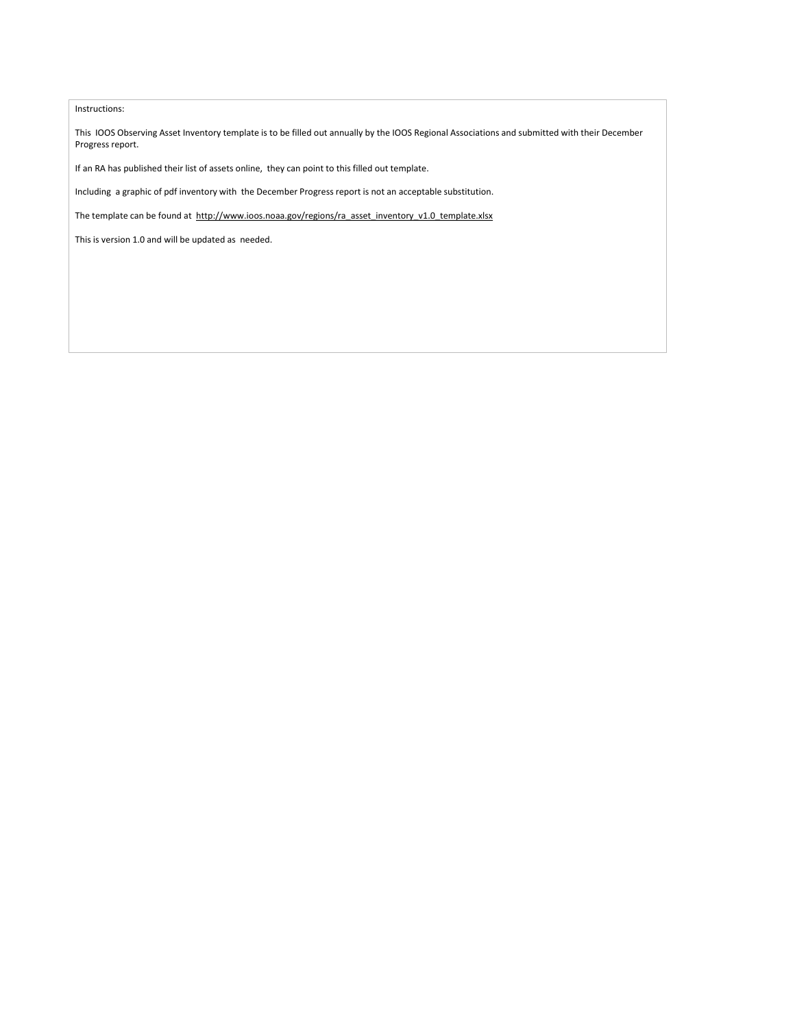Instructions:

This IOOS Observing Asset Inventory template is to be filled out annually by the IOOS Regional Associations and submitted with their December Progress report.

If an RA has published their list of assets online, they can point to this filled out template.

Including a graphic of pdf inventory with the December Progress report is not an acceptable substitution.

The template can be found at http://www.ioos.noaa.gov/regions/ra_asset_inventory_v1.0_template.xlsx

This is version 1.0 and will be updated as needed.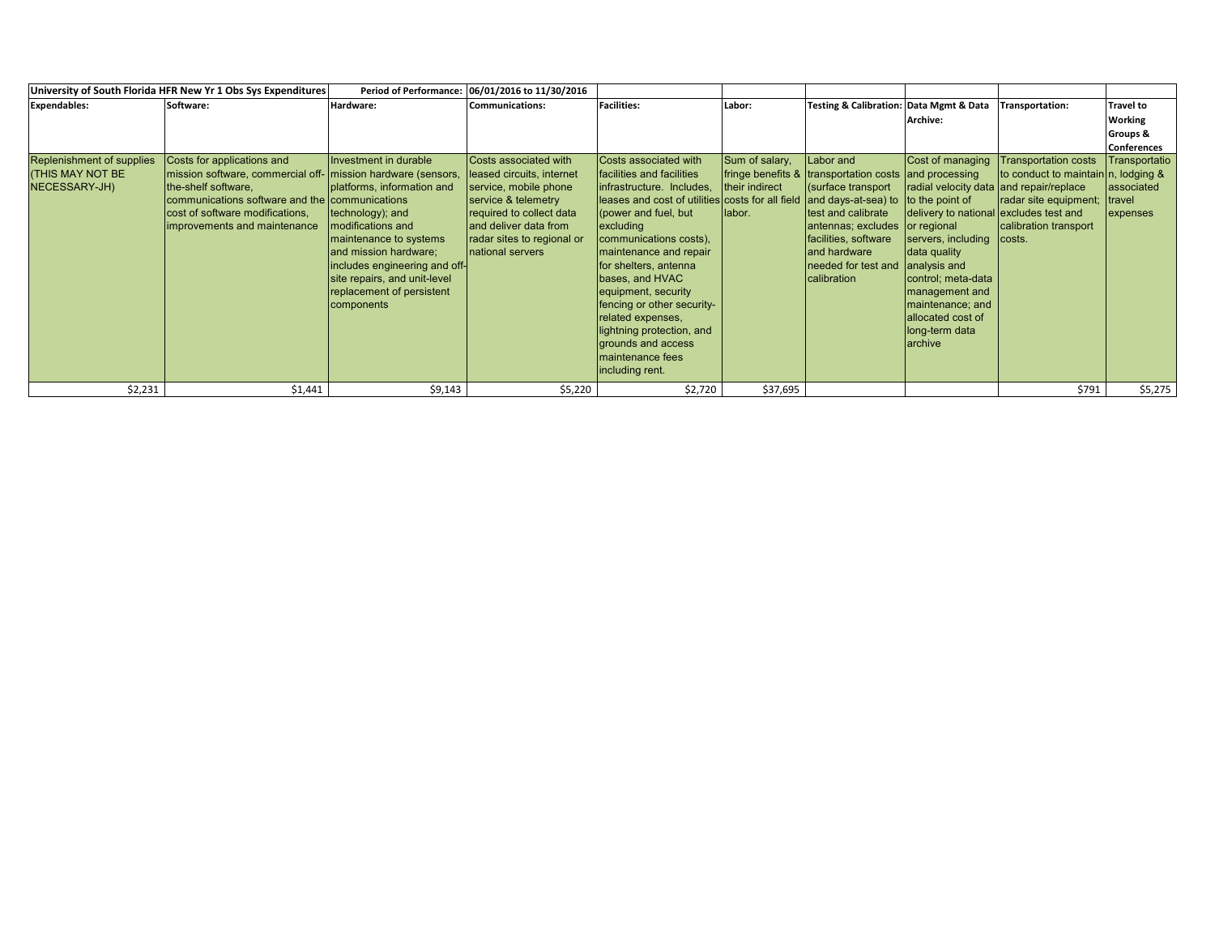| University of South Florida HFR New Yr 1 Obs Sys Expenditures | | Period of Performance: | 06/01/2016 to 11/30/2016 | | | | | | |
|---|---|---|---|---|---|---|---|---|---|
| **Expendables:** | **Software:** | **Hardware:** | **Communications:** | **Facilities:** | **Labor:** | **Testing & Calibration:** | **Data Mgmt & Data Archive:** | **Transportation:** | **Travel to Working Groups & Conferences** |
| Replenishment of supplies (THIS MAY NOT BE NECESSARY-JH) | Costs for applications and mission software, commercial off-the-shelf software, communications software and the cost of software modifications, improvements and maintenance | Investment in durable mission hardware (sensors, platforms, information and communications technology); and modifications and maintenance to systems and mission hardware; includes engineering and off-site repairs, and unit-level replacement of persistent components | Costs associated with leased circuits, internet service, mobile phone service & telemetry required to collect data and deliver data from radar sites to regional or national servers | Costs associated with facilities and facilities infrastructure. Includes, leases and cost of utilities (power and fuel, but excluding communications costs), maintenance and repair for shelters, antenna bases, and HVAC equipment, security fencing or other security-related expenses, lightning protection, and grounds and access maintenance fees including rent. | Sum of salary, fringe benefits & their indirect costs for all field labor. | Labor and transportation costs (surface transport and days-at-sea) to test and calibrate antennas; excludes facilities, software and hardware needed for test and calibration | Cost of managing and processing radial velocity data to the point of delivery to national or regional servers, including data quality analysis and control; meta-data management and maintenance; and allocated cost of long-term data archive | Transportation costs to conduct to maintain and repair/replace radar site equipment; excludes test and calibration transport costs. | Transportation, lodging & associated travel expenses |
| $2,231 | $1,441 | $9,143 | $5,220 | $2,720 | $37,695 | | | $791 | $5,275 |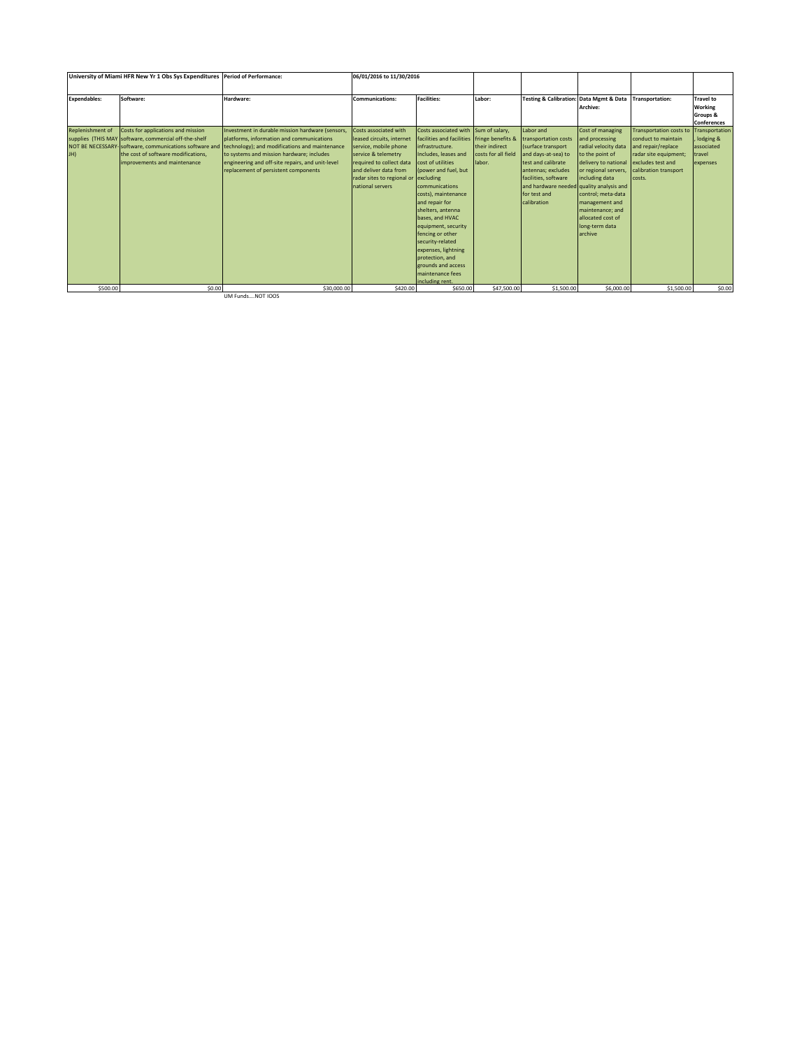| University of Miami HFR New Yr 1 Obs Sys Expenditures | | Period of Performance: | 06/01/2016 to 11/30/2016 | | | | | | |
|---|---|---|---|---|---|---|---|---|---|
| **Expendables:** | **Software:** | **Hardware:** | **Communications:** | **Facilities:** | **Labor:** | **Testing & Calibration:** | **Data Mgmt & Data Archive:** | **Transportation:** | **Travel to Working Groups & Conferences** |
| Replenishment of supplies (THIS MAY NOT BE NECESSARY-JH) | Costs for applications and mission software, commercial off-the-shelf software, communications software and the cost of software modifications, improvements and maintenance | Investment in durable mission hardware (sensors, platforms, information and communications technology); and modifications and maintenance to systems and mission hardware; includes engineering and off-site repairs, and unit-level replacement of persistent components | Costs associated with leased circuits, internet service, mobile phone service & telemetry required to collect data and deliver data from radar sites to regional or national servers | Costs associated with facilities and facilities infrastructure. Includes, leases and cost of utilities (power and fuel, but excluding communications costs), maintenance and repair for shelters, antenna bases, and HVAC equipment, security fencing or other security-related expenses, lightning protection, and grounds and access maintenance fees including rent. | Sum of salary, fringe benefits & their indirect costs for all field labor. | Labor and transportation costs (surface transport and days-at-sea) to test and calibrate antennas; excludes facilities, software and hardware needed for test and calibration | Cost of managing and processing radial velocity data to the point of delivery to national or regional servers, including data quality analysis and control; meta-data management and maintenance; and allocated cost of long-term data archive | Transportation costs to conduct to maintain and repair/replace radar site equipment; excludes test and calibration transport costs. | Transportation, lodging & associated travel expenses |
| $500.00 | $0.00 | $30,000.00 | $420.00 | $650.00 | $47,500.00 | $1,500.00 | $6,000.00 | $1,500.00 | $0.00 |
| | | UM Funds....NOT IOOS | | | | | | | |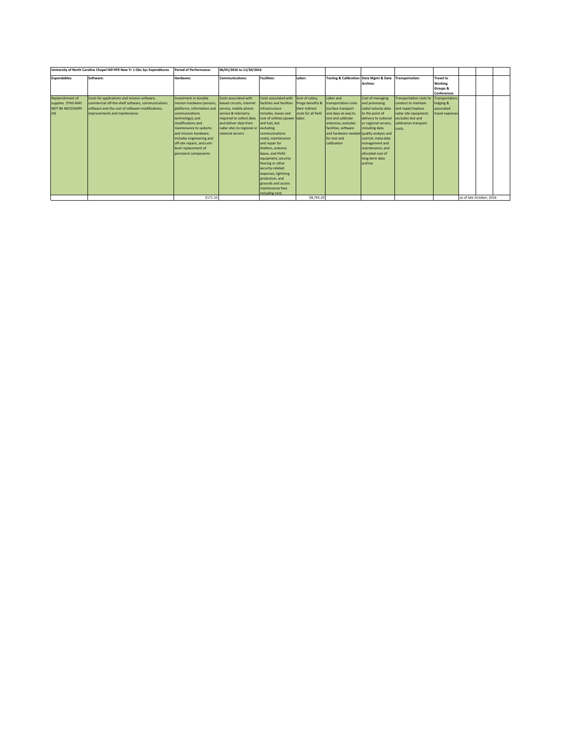| University of North Carolina Chapel Hill HFR New Yr 1 Obs Sys Expenditures | | Period of Performance: | 06/01/2016 to 11/30/2016 | | | | | | | | | |
|---|---|---|---|---|---|---|---|---|---|---|---|---|
| **Expendables:** | **Software:** | **Hardware:** | **Communications:** | **Facilities:** | **Labor:** | **Testing & Calibration:** | **Data Mgmt & Data Archive:** | **Transportation:** | **Travel to Working Groups & Conferences** | | | |
| Replenishment of supplies (THIS MAY NOT BE NECESSARY-JH) | Costs for applications and mission software, commercial off-the-shelf software, communications software and the cost of software modifications, improvements and maintenance | Investment in durable mission hardware (sensors, platforms, information and communications technology); and modifications and maintenance to systems and mission hardware; includes engineering and off-site repairs, and unit-level replacement of persistent components | Costs associated with leased circuits, internet service, mobile phone service & telemetry required to collect data and deliver data from radar sites to regional or national servers | Costs associated with facilities and facilities infrastructure. Includes, leases and cost of utilities (power and fuel, but excluding communications costs), maintenance and repair for shelters, antenna bases, and HVAC equipment, security fencing or other security-related expenses, lightning protection, and grounds and access maintenance fees including rent. | Sum of salary, fringe benefits & their indirect costs for all field labor. | Labor and transportation costs (surface transport and days-at-sea) to test and calibrate antennas; excludes facilities, software and hardware needed for test and calibration | Cost of managing and processing radial velocity data to the point of delivery to national or regional servers, including data quality analysis and control; meta-data management and maintenance; and allocated cost of long-term data archive | Transportation costs to conduct to maintain and repair/replace radar site equipment; excludes test and calibration transport costs. | Transportation, lodging & associated travel expenses | | | |
| | | $171.10 | | | $8,743.20 | | | | | as of late October, 2016 | | |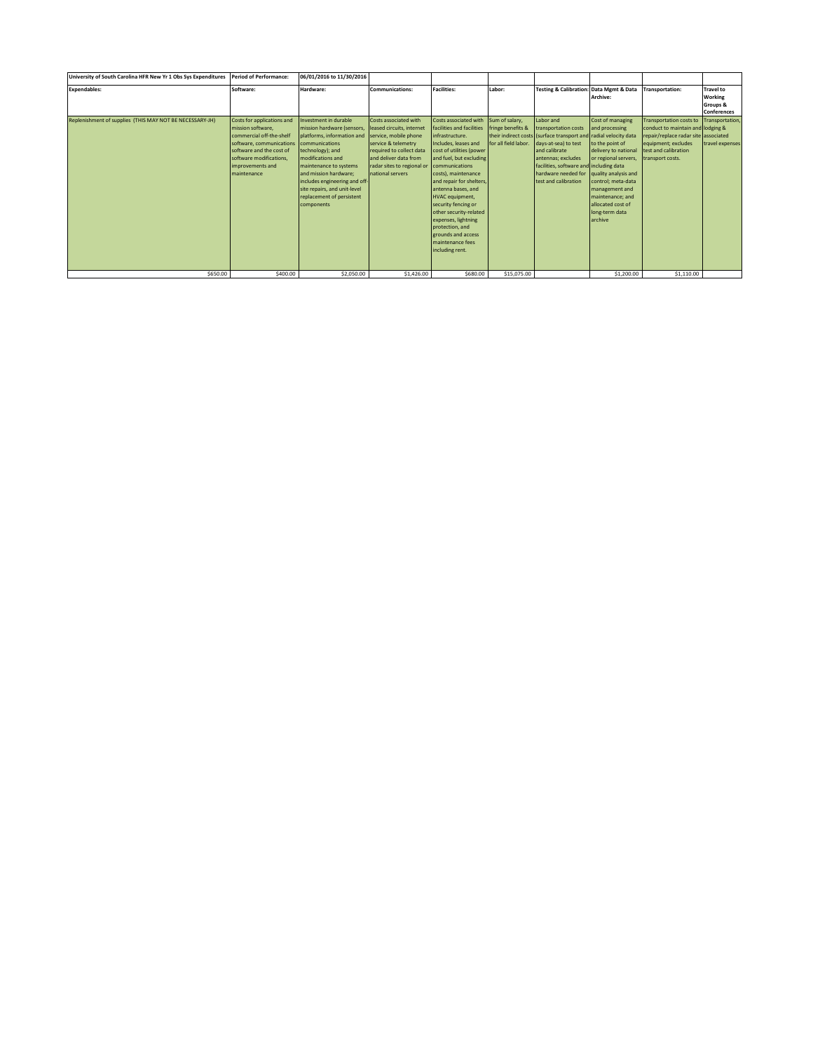| University of South Carolina HFR New Yr 1 Obs Sys Expenditures | Period of Performance: | 06/01/2016 to 11/30/2016 | | | | | | | |
|---|---|---|---|---|---|---|---|---|---|
| **Expendables:** | **Software:** | **Hardware:** | **Communications:** | **Facilities:** | **Labor:** | **Testing & Calibration:** | **Data Mgmt & Data Archive:** | **Transportation:** | **Travel to Working Groups & Conferences** |
| Replenishment of supplies (THIS MAY NOT BE NECESSARY-JH) | Costs for applications and mission software, commercial off-the-shelf software, communications software and the cost of software modifications, improvements and maintenance | Investment in durable mission hardware (sensors, platforms, information and communications technology); and modifications and maintenance to systems and mission hardware; includes engineering and off-site repairs, and unit-level replacement of persistent components | Costs associated with leased circuits, internet service, mobile phone service & telemetry required to collect data and deliver data from radar sites to regional or national servers | Costs associated with facilities and facilities infrastructure. Includes, leases and cost of utilities (power and fuel, but excluding communications costs), maintenance and repair for shelters, antenna bases, and HVAC equipment, security fencing or other security-related expenses, lightning protection, and grounds and access maintenance fees including rent. | Sum of salary, fringe benefits & their indirect costs for all field labor. | Labor and transportation costs (surface transport and days-at-sea) to test and calibrate antennas; excludes facilities, software and hardware needed for test and calibration | Cost of managing and processing radial velocity data to the point of delivery to national or regional servers, including data quality analysis and control; meta-data management and maintenance; and allocated cost of long-term data archive | Transportation costs to conduct to maintain and repair/replace radar site equipment; excludes test and calibration transport costs. | Transportation, lodging & associated travel expenses |
| $650.00 | $400.00 | $2,050.00 | $1,426.00 | $680.00 | $15,075.00 | | $1,200.00 | $1,110.00 | |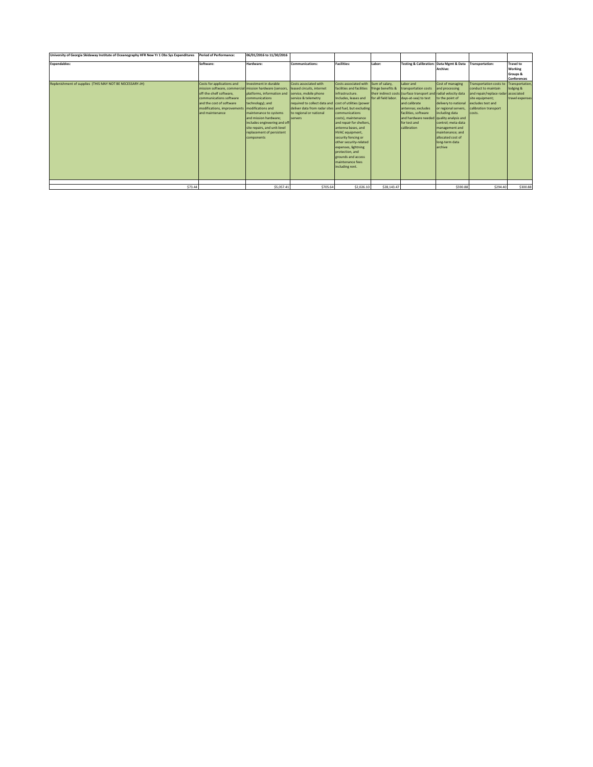| University of Georgia Skidaway Institute of Oceanography HFR New Yr 1 Obs Sys Expenditures | Period of Performance: | 06/01/2016 to 11/30/2016 | | | | | | | |
|---|---|---|---|---|---|---|---|---|---|
| **Expendables:** | **Software:** | **Hardware:** | **Communications:** | **Facilities:** | **Labor:** | **Testing & Calibration:** | **Data Mgmt & Data Archive:** | **Transportation:** | **Travel to Working Groups & Conferences** |
| Replenishment of supplies (THIS MAY NOT BE NECESSARY-JH) | Costs for applications and mission software, commercial off-the-shelf software, communications software and the cost of software modifications, improvements and maintenance | Investment in durable mission hardware (sensors, platforms, information and communications technology); and modifications and maintenance to systems and mission hardware; includes engineering and off-site repairs, and unit-level replacement of persistent components | Costs associated with leased circuits, internet service, mobile phone service & telemetry required to collect data and deliver data from radar sites to regional or national servers | Costs associated with facilities and facilities infrastructure. Includes, leases and cost of utilities (power and fuel, but excluding communications costs), maintenance and repair for shelters, antenna bases, and HVAC equipment, security fencing or other security-related expenses, lightning protection, and grounds and access maintenance fees including rent. | Sum of salary, fringe benefits & their indirect costs for all field labor. | Labor and transportation costs (surface transport and days-at-sea) to test and calibrate antennas; excludes facilities, software and hardware needed for test and calibration | Cost of managing and processing radial velocity data to the point of delivery to national or regional servers, including data quality analysis and control; meta-data management and maintenance; and allocated cost of long-term data archive | Transportation costs to conduct to maintain and repair/replace radar site equipment; excludes test and calibration transport costs. | Transportation, lodging & associated travel expenses |
| | | | | | | | | | |
| $73.44 | | $5,057.41 | $705.64 | $2,026.10 | $28,143.47 | | $590.88 | $294.40 | $300.88 |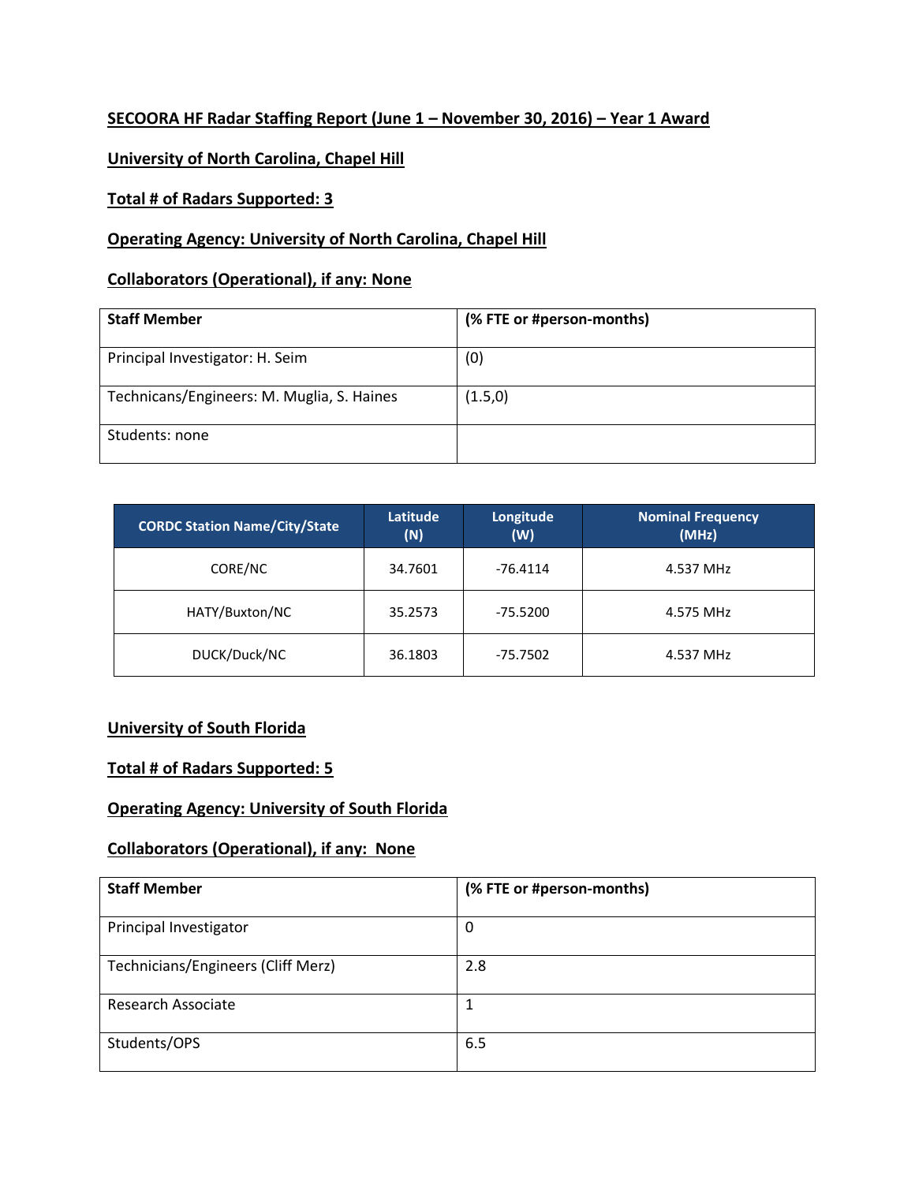**SECOORA HF Radar Staffing Report (June 1 – November 30, 2016) – Year 1 Award**

**University of North Carolina, Chapel Hill**

**Total # of Radars Supported: 3**

**Operating Agency: University of North Carolina, Chapel Hill**

**Collaborators (Operational), if any: None**

| Staff Member | (% FTE or #person-months) |
|---|---|
| Principal Investigator: H. Seim | (0) |
| Technicans/Engineers: M. Muglia, S. Haines | (1.5,0) |
| Students: none | |

| CORDC Station Name/City/State | Latitude (N) | Longitude (W) | Nominal Frequency (MHz) |
|---|---|---|---|
| CORE/NC | 34.7601 | -76.4114 | 4.537 MHz |
| HATY/Buxton/NC | 35.2573 | -75.5200 | 4.575 MHz |
| DUCK/Duck/NC | 36.1803 | -75.7502 | 4.537 MHz |

**University of South Florida**

**Total # of Radars Supported: 5**

**Operating Agency: University of South Florida**

**Collaborators (Operational), if any: None**

| Staff Member | (% FTE or #person-months) |
|---|---|
| Principal Investigator | 0 |
| Technicians/Engineers (Cliff Merz) | 2.8 |
| Research Associate | 1 |
| Students/OPS | 6.5 |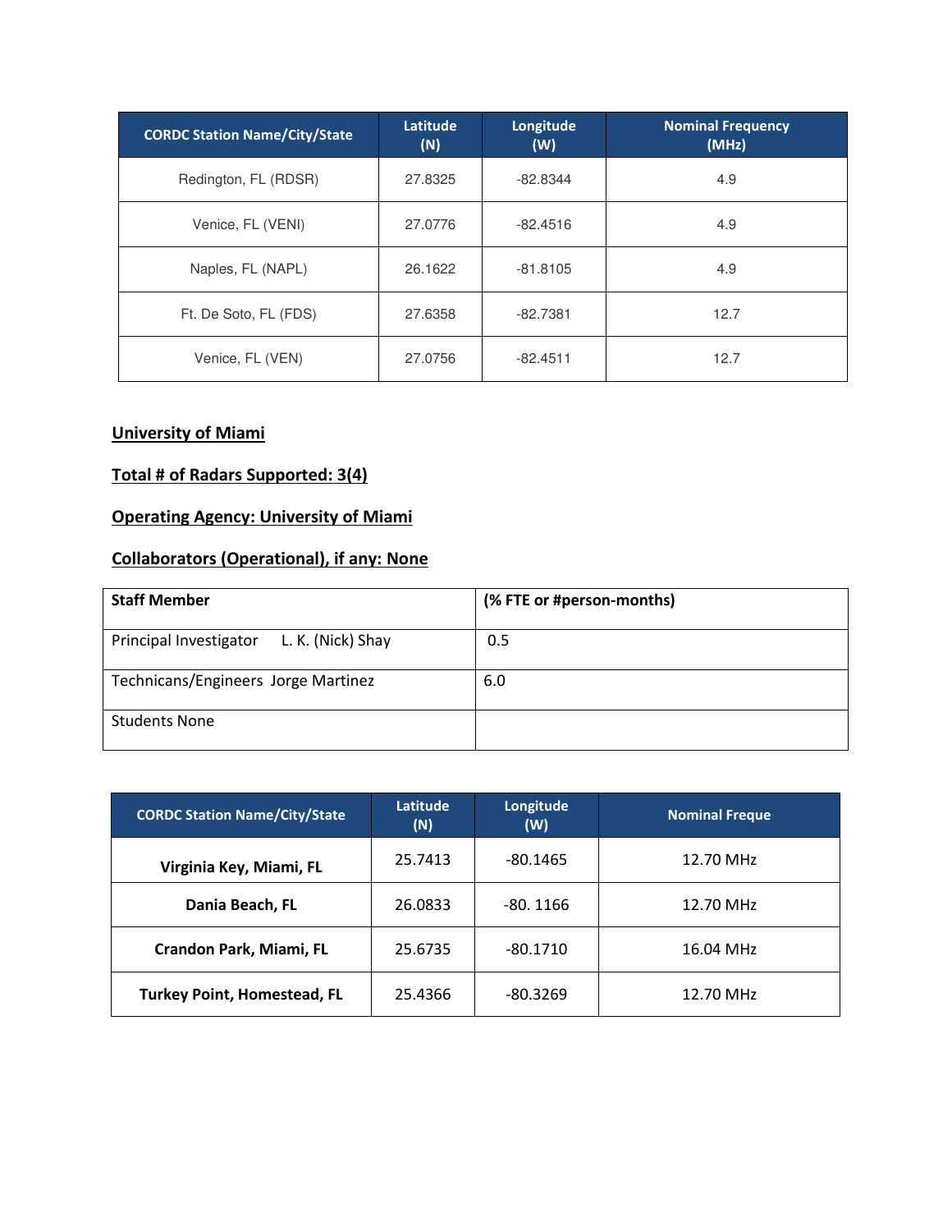| CORDC Station Name/City/State | Latitude (N) | Longitude (W) | Nominal Frequency (MHz) |
| --- | --- | --- | --- |
| Redington, FL (RDSR) | 27.8325 | -82.8344 | 4.9 |
| Venice, FL (VENI) | 27.0776 | -82.4516 | 4.9 |
| Naples, FL (NAPL) | 26.1622 | -81.8105 | 4.9 |
| Ft. De Soto, FL (FDS) | 27.6358 | -82.7381 | 12.7 |
| Venice, FL (VEN) | 27.0756 | -82.4511 | 12.7 |

**University of Miami**

**Total # of Radars Supported: 3(4)**

**Operating Agency: University of Miami**

**Collaborators (Operational), if any: None**

| Staff Member | (% FTE or #person-months) |
| --- | --- |
| Principal Investigator L. K. (Nick) Shay | 0.5 |
| Technicans/Engineers Jorge Martinez | 6.0 |
| Students None | |

| CORDC Station Name/City/State | Latitude (N) | Longitude (W) | Nominal Freque |
| --- | --- | --- | --- |
| **Virginia Key, Miami, FL** | 25.7413 | -80.1465 | 12.70 MHz |
| **Dania Beach, FL** | 26.0833 | -80. 1166 | 12.70 MHz |
| **Crandon Park, Miami, FL** | 25.6735 | -80.1710 | 16.04 MHz |
| **Turkey Point, Homestead, FL** | 25.4366 | -80.3269 | 12.70 MHz |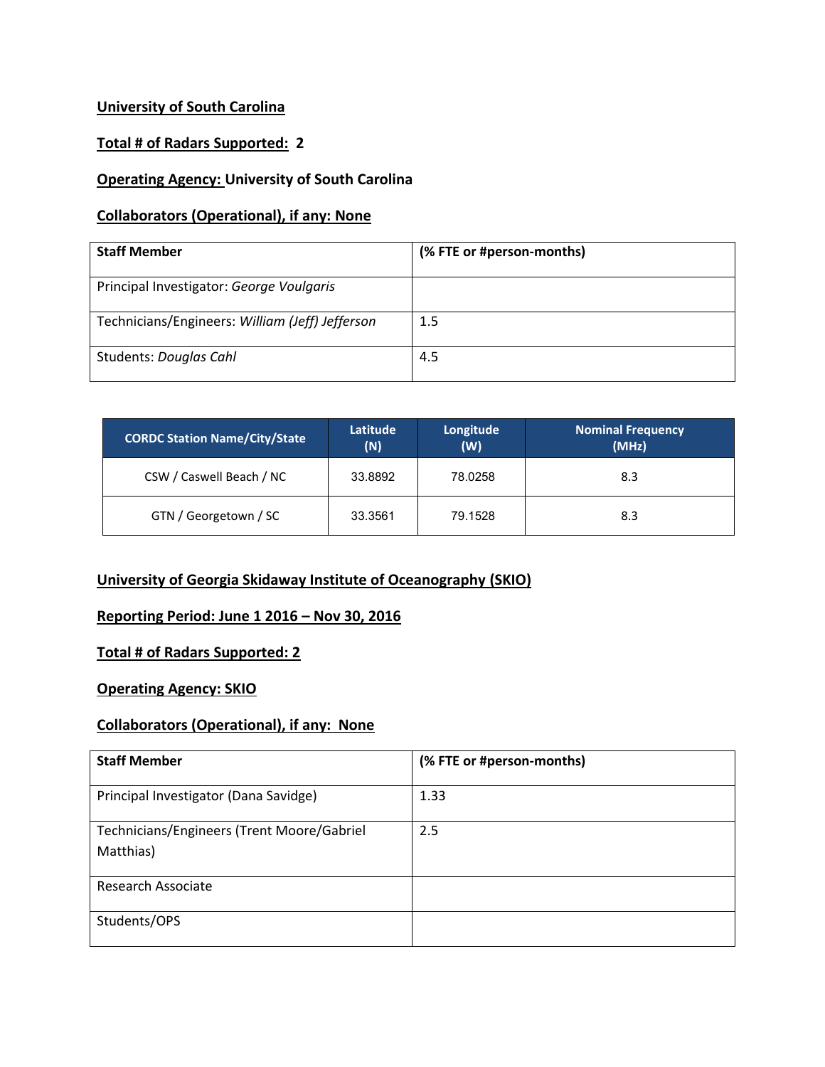**University of South Carolina**

**Total # of Radars Supported: 2**

**Operating Agency: University of South Carolina**

**Collaborators (Operational), if any: None**

| Staff Member | (% FTE or #person-months) |
|---|---|
| Principal Investigator: *George Voulgaris* | |
| Technicians/Engineers: *William (Jeff) Jefferson* | 1.5 |
| Students: *Douglas Cahl* | 4.5 |

| CORDC Station Name/City/State | Latitude (N) | Longitude (W) | Nominal Frequency (MHz) |
|---|---|---|---|
| CSW / Caswell Beach / NC | 33.8892 | 78.0258 | 8.3 |
| GTN / Georgetown / SC | 33.3561 | 79.1528 | 8.3 |

**University of Georgia Skidaway Institute of Oceanography (SKIO)**

**Reporting Period: June 1 2016 – Nov 30, 2016**

**Total # of Radars Supported: 2**

**Operating Agency: SKIO**

**Collaborators (Operational), if any: None**

| Staff Member | (% FTE or #person-months) |
|---|---|
| Principal Investigator (Dana Savidge) | 1.33 |
| Technicians/Engineers (Trent Moore/Gabriel Matthias) | 2.5 |
| Research Associate | |
| Students/OPS | |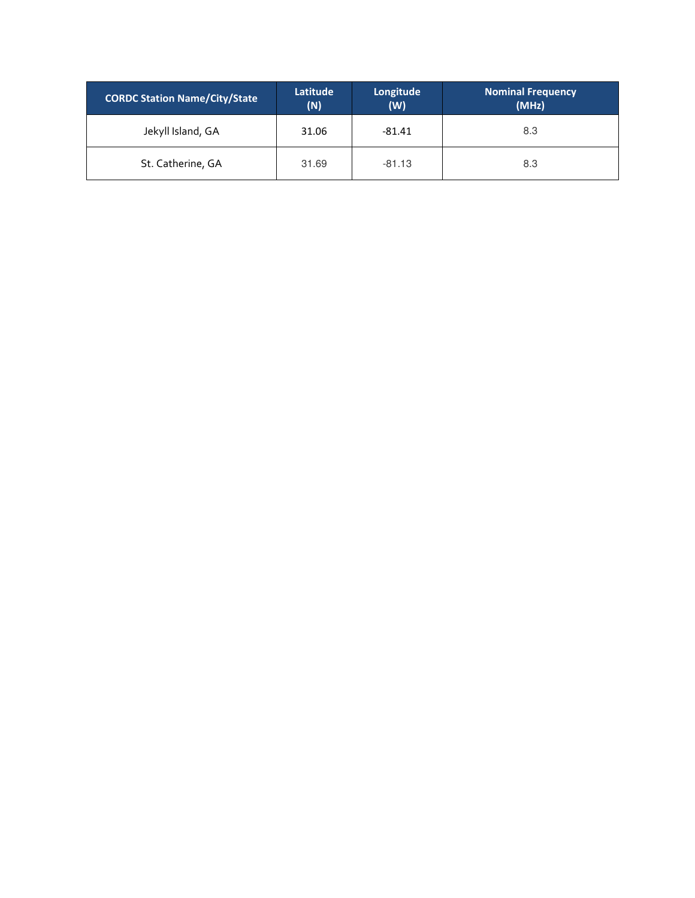| CORDC Station Name/City/State | Latitude (N) | Longitude (W) | Nominal Frequency (MHz) |
| --- | --- | --- | --- |
| Jekyll Island, GA | 31.06 | -81.41 | 8.3 |
| St. Catherine, GA | 31.69 | -81.13 | 8.3 |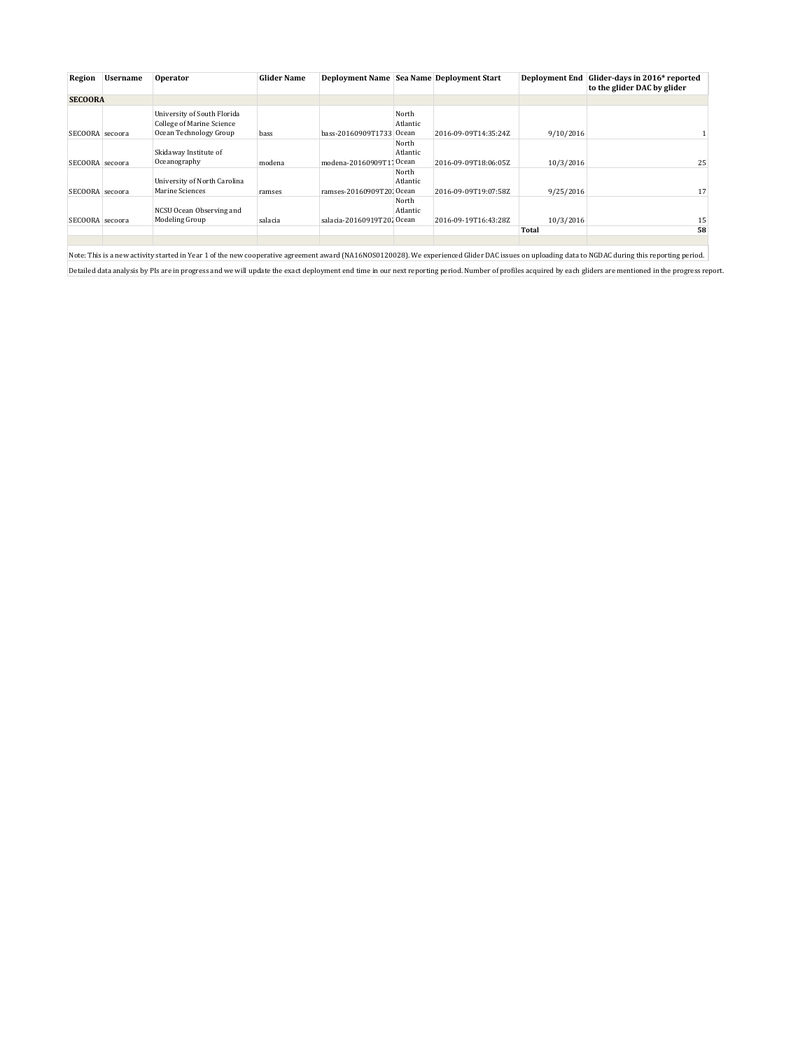| Region | Username | Operator | Glider Name | Deployment Name | Sea Name | Deployment Start | Deployment End | Glider-days in 2016* reported to the glider DAC by glider |
|---|---|---|---|---|---|---|---|---|
| **SECOORA** | | | | | | | | |
| SECOORA | secoora | University of South Florida College of Marine Science Ocean Technology Group | bass | bass-20160909T1733 | North Atlantic Ocean | 2016-09-09T14:35:24Z | 9/10/2016 | 1 |
| SECOORA | secoora | Skidaway Institute of Oceanography | modena | modena-20160909T17 | North Atlantic Ocean | 2016-09-09T18:06:05Z | 10/3/2016 | 25 |
| SECOORA | secoora | University of North Carolina Marine Sciences | ramses | ramses-20160909T20 | North Atlantic Ocean | 2016-09-09T19:07:58Z | 9/25/2016 | 17 |
| SECOORA | secoora | NCSU Ocean Observing and Modeling Group | salacia | salacia-20160919T20 | North Atlantic Ocean | 2016-09-19T16:43:28Z | 10/3/2016 | 15 |
| | | | | | | | **Total** | **58** |

Note: This is a new activity started in Year 1 of the new cooperative agreement award (NA16NOS0120028). We experienced Glider DAC issues on uploading data to NGDAC during this reporting period.

Detailed data analysis by PIs are in progress and we will update the exact deployment end time in our next reporting period. Number of profiles acquired by each gliders are mentioned in the progress report.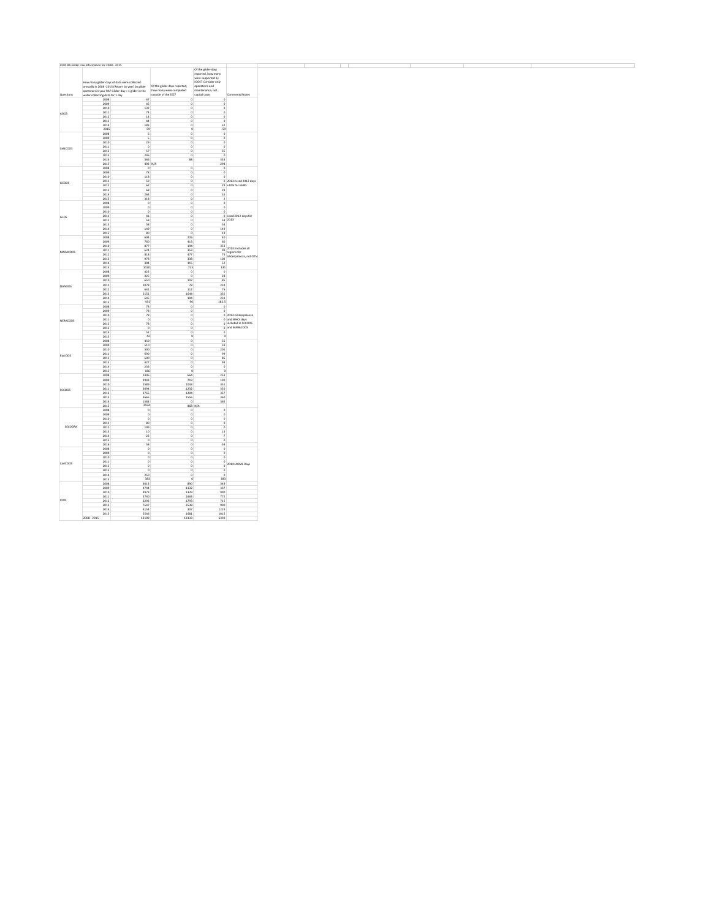IOOS RA Glider Use Information for 2008 - 2015

| Questions | | How many glider-days of data were collected annually in 2008 -2015 (Report by year) by glider operators in your RA? Glider-day = 1 glider in the water collecting data for 1 day | Of the glider-days reported, how many were completed outside of the EEZ? | Of the glider-days reported, how many were supported by IOOS? Consider only operations and maintenance, not capital costs | Comments/Notes |
|---|---|---|---|---|---|
| AOOS | 2008 | 47 | 0 | 0 | |
| | 2009 | 45 | 0 | 0 | |
| | 2010 | 132 | 0 | 0 | |
| | 2011 | 74 | 0 | 0 | |
| | 2012 | 14 | 0 | 0 | |
| | 2013 | 44 | 0 | 0 | |
| | 2014 | 181 | 0 | 32 | |
| | 2015 | 59 | 0 | 59 | |
| CeNCOOS | 2008 | 6 | 0 | 0 | |
| | 2009 | 5 | 0 | 0 | |
| | 2010 | 29 | 0 | 0 | |
| | 2011 | 0 | 0 | 0 | |
| | 2012 | 57 | 0 | 35 | |
| | 2013 | 246 | 0 | 0 | |
| | 2014 | 366 | 88 | 353 | |
| | 2015 | 492 | N/A | 298 | |
| GCOOS | 2008 | 0 | 0 | 0 | |
| | 2009 | 78 | 0 | 0 | |
| | 2010 | 118 | 0 | 0 | |
| | 2011 | 59 | 0 | 0 | 2013: Used 2012 days +10% for GERG |
| | 2012 | 62 | 0 | 39 | |
| | 2013 | 68 | 0 | 29 | |
| | 2014 | 263 | 0 | 35 | |
| | 2015 | 318 | 0 | 2 | |
| GLOS | 2008 | 0 | 0 | 0 | |
| | 2009 | 0 | 0 | 0 | |
| | 2010 | 0 | 0 | 0 | |
| | 2011 | 41 | 0 | 0 | Used 2012 days for 2013 |
| | 2012 | 58 | 0 | 58 | |
| | 2013 | 58 | 0 | 58 | |
| | 2014 | 149 | 0 | 149 | |
| | 2015 | 80 | 0 | 19 | |
| MARACOOS | 2008 | 604 | 226 | 40 | |
| | 2009 | 760 | 413 | 60 | |
| | 2010 | 877 | 194 | 353 | |
| | 2011 | 624 | 353 | 98 | 2013: Includes all regions for Gliderpalooza, not OTN |
| | 2012 | 818 | 477 | 74 | |
| | 2013 | 978 | 338 | 102 | |
| | 2014 | 404 | 315 | 52 | |
| | 2015 | 1020 | 723 | 131 | |
| NANOOS | 2008 | 422 | 0 | 0 | |
| | 2009 | 325 | 0 | 28 | |
| | 2010 | 650 | 302 | 85 | |
| | 2011 | 1078 | 78 | 224 | |
| | 2012 | 641 | 112 | 76 | |
| | 2013 | 2151 | 1644 | 335 | |
| | 2014 | 645 | 104 | 231 | |
| | 2015 | 431 | 90 | 182.5 | |
| NERACOOS | 2008 | 78 | 0 | 0 | |
| | 2009 | 78 | 0 | 0 | |
| | 2010 | 78 | 0 | 0 | 2013: Gliderpalooza and WHOI days included in SCCOOS and MARACOOS |
| | 2011 | 0 | 0 | 0 | |
| | 2012 | 78 | 0 | 0 | |
| | 2013 | 0 | 0 | 0 | |
| | 2014 | 52 | 0 | 0 | |
| | 2015 | 42 | 0 | 0 | |
| PacIOOS | 2008 | 450 | 0 | 56 | |
| | 2009 | 510 | 0 | 59 | |
| | 2010 | 500 | 0 | 201 | |
| | 2011 | 690 | 0 | 99 | |
| | 2012 | 600 | 0 | 86 | |
| | 2013 | 427 | 0 | 93 | |
| | 2014 | 236 | 0 | 0 | |
| | 2015 | 386 | 0 | 0 | |
| SCCOOS | 2008 | 2406 | 664 | 253 | |
| | 2009 | 2943 | 719 | 190 | |
| | 2010 | 2589 | 1035 | 351 | |
| | 2011 | 3094 | 1232 | 350 | |
| | 2012 | 3765 | 1204 | 357 | |
| | 2013 | 3665 | 1556 | 360 | |
| | 2014 | 1584 | 0 | 365 | |
| | 2015 | 2164 | 868 | N/A | |
| SECOORA | 2008 | 0 | 0 | 0 | |
| | 2009 | 0 | 0 | 0 | |
| | 2010 | 0 | 0 | 0 | |
| | 2011 | 80 | 0 | 0 | |
| | 2012 | 199 | 0 | 0 | |
| | 2013 | 10 | 0 | 13 | |
| | 2014 | 22 | 0 | 7 | |
| | 2015 | 0 | 0 | 0 | |
| | 2016 | 58 | 0 | 58 | |
| CariCOOS | 2008 | 0 | 0 | 0 | |
| | 2009 | 0 | 0 | 0 | |
| | 2010 | 0 | 0 | 0 | |
| | 2011 | 0 | 0 | 0 | 2014: AOML Days |
| | 2012 | 0 | 0 | 0 | |
| | 2013 | 0 | 0 | 0 | |
| | 2014 | 250 | 0 | 0 | |
| | 2015 | 383 | 0 | 383 | |
| IOOS | 2008 | 4013 | 890 | 349 | |
| | 2009 | 4744 | 1132 | 337 | |
| | 2010 | 4973 | 1329 | 990 | |
| | 2011 | 5740 | 1663 | 771 | |
| | 2012 | 6292 | 1793 | 715 | |
| | 2013 | 7647 | 3538 | 990 | |
| | 2014 | 4154 | 307 | 1224 | |
| | 2015 | 5546 | 1681 | 1035 | |
| 2008 - 2015 | | 43109 | 12333 | 6392 | |